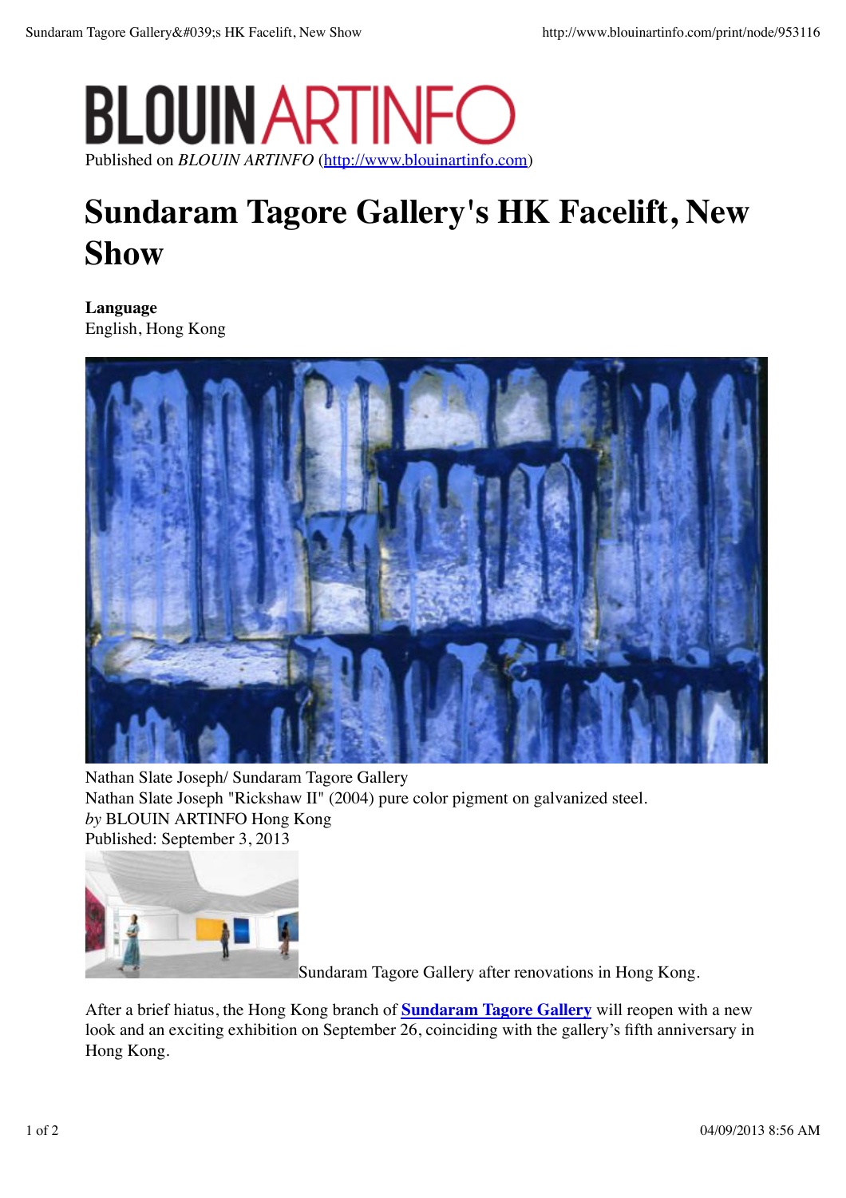# BLOUIN ARTINFO

Published on *BLOUIN ARTINFO* (http://www.blouinartinfo.com)

# Sundaram Tagore Gallery's HK Facelift, New Show

**Language**
English, Hong Kong

Nathan Slate Joseph/ Sundaram Tagore Gallery
Nathan Slate Joseph "Rickshaw II" (2004) pure color pigment on galvanized steel.
*by* BLOUIN ARTINFO Hong Kong
Published: September 3, 2013

Sundaram Tagore Gallery after renovations in Hong Kong.

After a brief hiatus, the Hong Kong branch of **Sundaram Tagore Gallery** will reopen with a new look and an exciting exhibition on September 26, coinciding with the gallery's fifth anniversary in Hong Kong.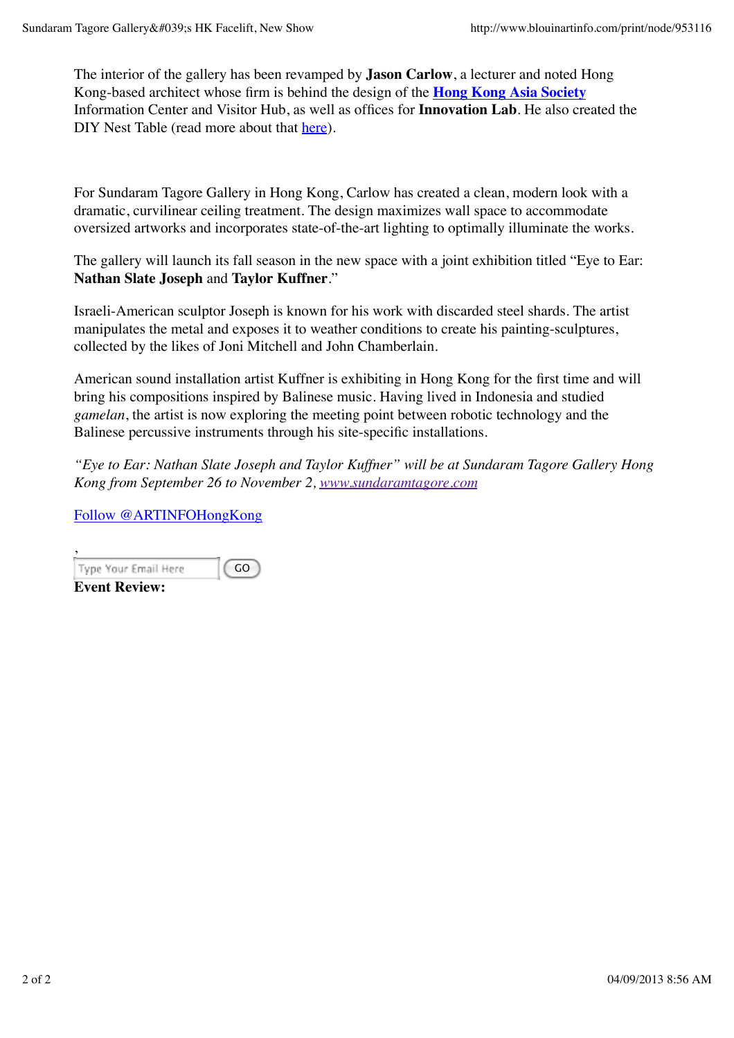The interior of the gallery has been revamped by **Jason Carlow**, a lecturer and noted Hong Kong-based architect whose firm is behind the design of the **Hong Kong Asia Society** Information Center and Visitor Hub, as well as offices for **Innovation Lab**. He also created the DIY Nest Table (read more about that here).

For Sundaram Tagore Gallery in Hong Kong, Carlow has created a clean, modern look with a dramatic, curvilinear ceiling treatment. The design maximizes wall space to accommodate oversized artworks and incorporates state-of-the-art lighting to optimally illuminate the works.

The gallery will launch its fall season in the new space with a joint exhibition titled "Eye to Ear: **Nathan Slate Joseph** and **Taylor Kuffner**."

Israeli-American sculptor Joseph is known for his work with discarded steel shards. The artist manipulates the metal and exposes it to weather conditions to create his painting-sculptures, collected by the likes of Joni Mitchell and John Chamberlain.

American sound installation artist Kuffner is exhibiting in Hong Kong for the first time and will bring his compositions inspired by Balinese music. Having lived in Indonesia and studied *gamelan*, the artist is now exploring the meeting point between robotic technology and the Balinese percussive instruments through his site-specific installations.

*"Eye to Ear: Nathan Slate Joseph and Taylor Kuffner" will be at Sundaram Tagore Gallery Hong Kong from September 26 to November 2, www.sundaramtagore.com*

Follow @ARTINFOHongKong

,

Type Your Email Here GO

**Event Review:**